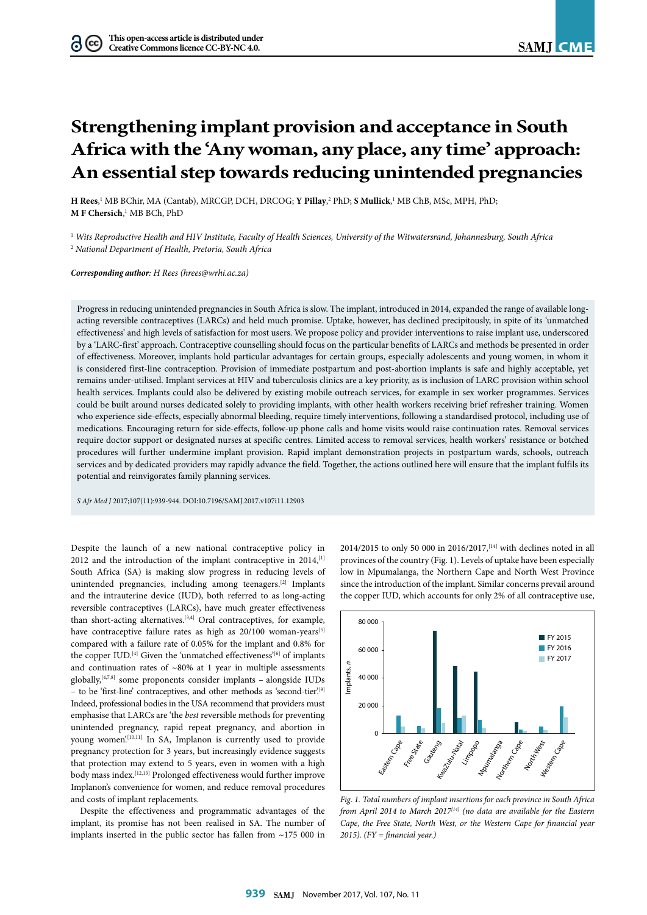# Strengthening implant provision and acceptance in South Africa with the 'Any woman, any place, any time' approach: An essential step towards reducing unintended pregnancies

**H Rees**,[1] MB BChir, MA (Cantab), MRCGP, DCH, DRCOG; **Y Pillay**,[2] PhD; **S Mullick**,[1] MB ChB, MSc, MPH, PhD; **M F Chersich**,[1] MB BCh, PhD

[1] *Wits Reproductive Health and HIV Institute, Faculty of Health Sciences, University of the Witwatersrand, Johannesburg, South Africa*
[2] *National Department of Health, Pretoria, South Africa*

***Corresponding author****: H Rees (hrees@wrhi.ac.za)*

Progress in reducing unintended pregnancies in South Africa is slow. The implant, introduced in 2014, expanded the range of available long-acting reversible contraceptives (LARCs) and held much promise. Uptake, however, has declined precipitously, in spite of its 'unmatched effectiveness' and high levels of satisfaction for most users. We propose policy and provider interventions to raise implant use, underscored by a 'LARC-first' approach. Contraceptive counselling should focus on the particular benefits of LARCs and methods be presented in order of effectiveness. Moreover, implants hold particular advantages for certain groups, especially adolescents and young women, in whom it is considered first-line contraception. Provision of immediate postpartum and post-abortion implants is safe and highly acceptable, yet remains under-utilised. Implant services at HIV and tuberculosis clinics are a key priority, as is inclusion of LARC provision within school health services. Implants could also be delivered by existing mobile outreach services, for example in sex worker programmes. Services could be built around nurses dedicated solely to providing implants, with other health workers receiving brief refresher training. Women who experience side-effects, especially abnormal bleeding, require timely interventions, following a standardised protocol, including use of medications. Encouraging return for side-effects, follow-up phone calls and home visits would raise continuation rates. Removal services require doctor support or designated nurses at specific centres. Limited access to removal services, health workers' resistance or botched procedures will further undermine implant provision. Rapid implant demonstration projects in postpartum wards, schools, outreach services and by dedicated providers may rapidly advance the field. Together, the actions outlined here will ensure that the implant fulfils its potential and reinvigorates family planning services.

*S Afr Med J* 2017;107(11):939-944. DOI:10.7196/SAMJ.2017.v107i11.12903

Despite the launch of a new national contraceptive policy in 2012 and the introduction of the implant contraceptive in 2014,[1] South Africa (SA) is making slow progress in reducing levels of unintended pregnancies, including among teenagers.[2] Implants and the intrauterine device (IUD), both referred to as long-acting reversible contraceptives (LARCs), have much greater effectiveness than short-acting alternatives.[3,4] Oral contraceptives, for example, have contraceptive failure rates as high as 20/100 woman-years[5] compared with a failure rate of 0.05% for the implant and 0.8% for the copper IUD.[4] Given the 'unmatched effectiveness'[6] of implants and continuation rates of ~80% at 1 year in multiple assessments globally,[4,7,8] some proponents consider implants – alongside IUDs – to be 'first-line' contraceptives, and other methods as 'second-tier'.[9] Indeed, professional bodies in the USA recommend that providers must emphasise that LARCs are 'the *best* reversible methods for preventing unintended pregnancy, rapid repeat pregnancy, and abortion in young women'.[10,11] In SA, Implanon is currently used to provide pregnancy protection for 3 years, but increasingly evidence suggests that protection may extend to 5 years, even in women with a high body mass index.[12,13] Prolonged effectiveness would further improve Implanon's convenience for women, and reduce removal procedures and costs of implant replacements.

Despite the effectiveness and programmatic advantages of the implant, its promise has not been realised in SA. The number of implants inserted in the public sector has fallen from ~175 000 in 2014/2015 to only 50 000 in 2016/2017,[14] with declines noted in all provinces of the country (Fig. 1). Levels of uptake have been especially low in Mpumalanga, the Northern Cape and North West Province since the introduction of the implant. Similar concerns prevail around the copper IUD, which accounts for only 2% of all contraceptive use,

*Fig. 1. Total numbers of implant insertions for each province in South Africa from April 2014 to March 2017*[14] *(no data are available for the Eastern Cape, the Free State, North West, or the Western Cape for financial year 2015). (FY = financial year.)*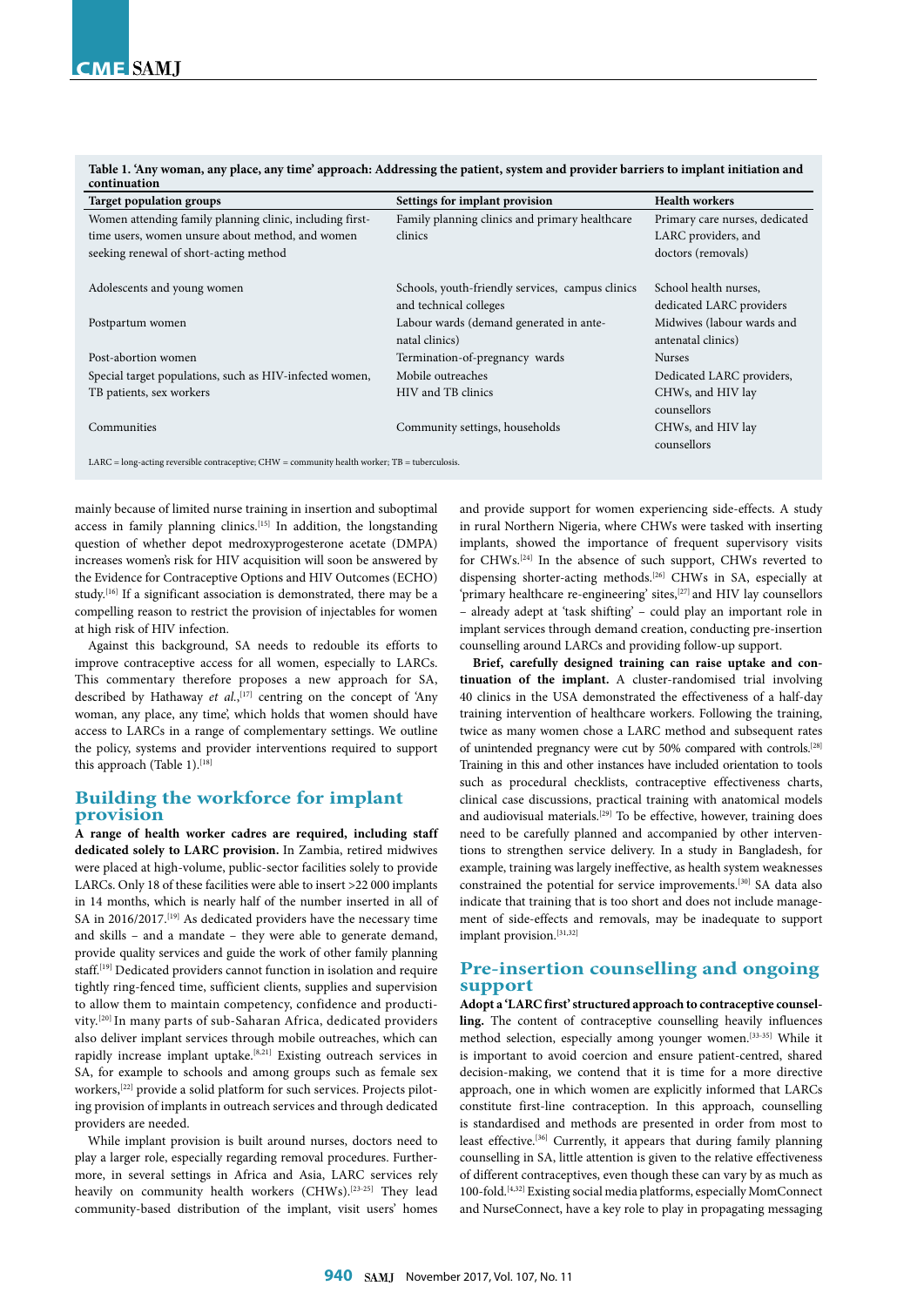**Table 1. 'Any woman, any place, any time' approach: Addressing the patient, system and provider barriers to implant initiation and continuation**

| Target population groups | Settings for implant provision | Health workers |
| --- | --- | --- |
| Women attending family planning clinic, including first-time users, women unsure about method, and women seeking renewal of short-acting method | Family planning clinics and primary healthcare clinics | Primary care nurses, dedicated LARC providers, and doctors (removals) |
| Adolescents and young women | Schools, youth-friendly services, campus clinics and technical colleges | School health nurses, dedicated LARC providers |
| Postpartum women | Labour wards (demand generated in antenatal clinics) | Midwives (labour wards and antenatal clinics) |
| Post-abortion women | Termination-of-pregnancy wards | Nurses |
| Special target populations, such as HIV-infected women, TB patients, sex workers | Mobile outreaches<br>HIV and TB clinics | Dedicated LARC providers, CHWs, and HIV lay counsellors |
| Communities | Community settings, households | CHWs, and HIV lay counsellors |

LARC = long-acting reversible contraceptive; CHW = community health worker; TB = tuberculosis.

mainly because of limited nurse training in insertion and suboptimal access in family planning clinics.[15] In addition, the longstanding question of whether depot medroxyprogesterone acetate (DMPA) increases women's risk for HIV acquisition will soon be answered by the Evidence for Contraceptive Options and HIV Outcomes (ECHO) study.[16] If a significant association is demonstrated, there may be a compelling reason to restrict the provision of injectables for women at high risk of HIV infection.

Against this background, SA needs to redouble its efforts to improve contraceptive access for all women, especially to LARCs. This commentary therefore proposes a new approach for SA, described by Hathaway *et al*.,[17] centring on the concept of 'Any woman, any place, any time', which holds that women should have access to LARCs in a range of complementary settings. We outline the policy, systems and provider interventions required to support this approach (Table 1).[18]

## Building the workforce for implant provision

**A range of health worker cadres are required, including staff dedicated solely to LARC provision.** In Zambia, retired midwives were placed at high-volume, public-sector facilities solely to provide LARCs. Only 18 of these facilities were able to insert >22 000 implants in 14 months, which is nearly half of the number inserted in all of SA in 2016/2017.[19] As dedicated providers have the necessary time and skills – and a mandate – they were able to generate demand, provide quality services and guide the work of other family planning staff.[19] Dedicated providers cannot function in isolation and require tightly ring-fenced time, sufficient clients, supplies and supervision to allow them to maintain competency, confidence and productivity.[20] In many parts of sub-Saharan Africa, dedicated providers also deliver implant services through mobile outreaches, which can rapidly increase implant uptake.[8,21] Existing outreach services in SA, for example to schools and among groups such as female sex workers,[22] provide a solid platform for such services. Projects piloting provision of implants in outreach services and through dedicated providers are needed.

While implant provision is built around nurses, doctors need to play a larger role, especially regarding removal procedures. Furthermore, in several settings in Africa and Asia, LARC services rely heavily on community health workers (CHWs).[23-25] They lead community-based distribution of the implant, visit users' homes and provide support for women experiencing side-effects. A study in rural Northern Nigeria, where CHWs were tasked with inserting implants, showed the importance of frequent supervisory visits for CHWs.[24] In the absence of such support, CHWs reverted to dispensing shorter-acting methods.[26] CHWs in SA, especially at 'primary healthcare re-engineering' sites,[27] and HIV lay counsellors – already adept at 'task shifting' – could play an important role in implant services through demand creation, conducting pre-insertion counselling around LARCs and providing follow-up support.

**Brief, carefully designed training can raise uptake and continuation of the implant.** A cluster-randomised trial involving 40 clinics in the USA demonstrated the effectiveness of a half-day training intervention of healthcare workers. Following the training, twice as many women chose a LARC method and subsequent rates of unintended pregnancy were cut by 50% compared with controls.[28] Training in this and other instances have included orientation to tools such as procedural checklists, contraceptive effectiveness charts, clinical case discussions, practical training with anatomical models and audiovisual materials.[29] To be effective, however, training does need to be carefully planned and accompanied by other interventions to strengthen service delivery. In a study in Bangladesh, for example, training was largely ineffective, as health system weaknesses constrained the potential for service improvements.[30] SA data also indicate that training that is too short and does not include management of side-effects and removals, may be inadequate to support implant provision.[31,32]

## Pre-insertion counselling and ongoing support

**Adopt a 'LARC first' structured approach to contraceptive counselling.** The content of contraceptive counselling heavily influences method selection, especially among younger women.[33-35] While it is important to avoid coercion and ensure patient-centred, shared decision-making, we contend that it is time for a more directive approach, one in which women are explicitly informed that LARCs constitute first-line contraception. In this approach, counselling is standardised and methods are presented in order from most to least effective.[36] Currently, it appears that during family planning counselling in SA, little attention is given to the relative effectiveness of different contraceptives, even though these can vary by as much as 100-fold.[4,32] Existing social media platforms, especially MomConnect and NurseConnect, have a key role to play in propagating messaging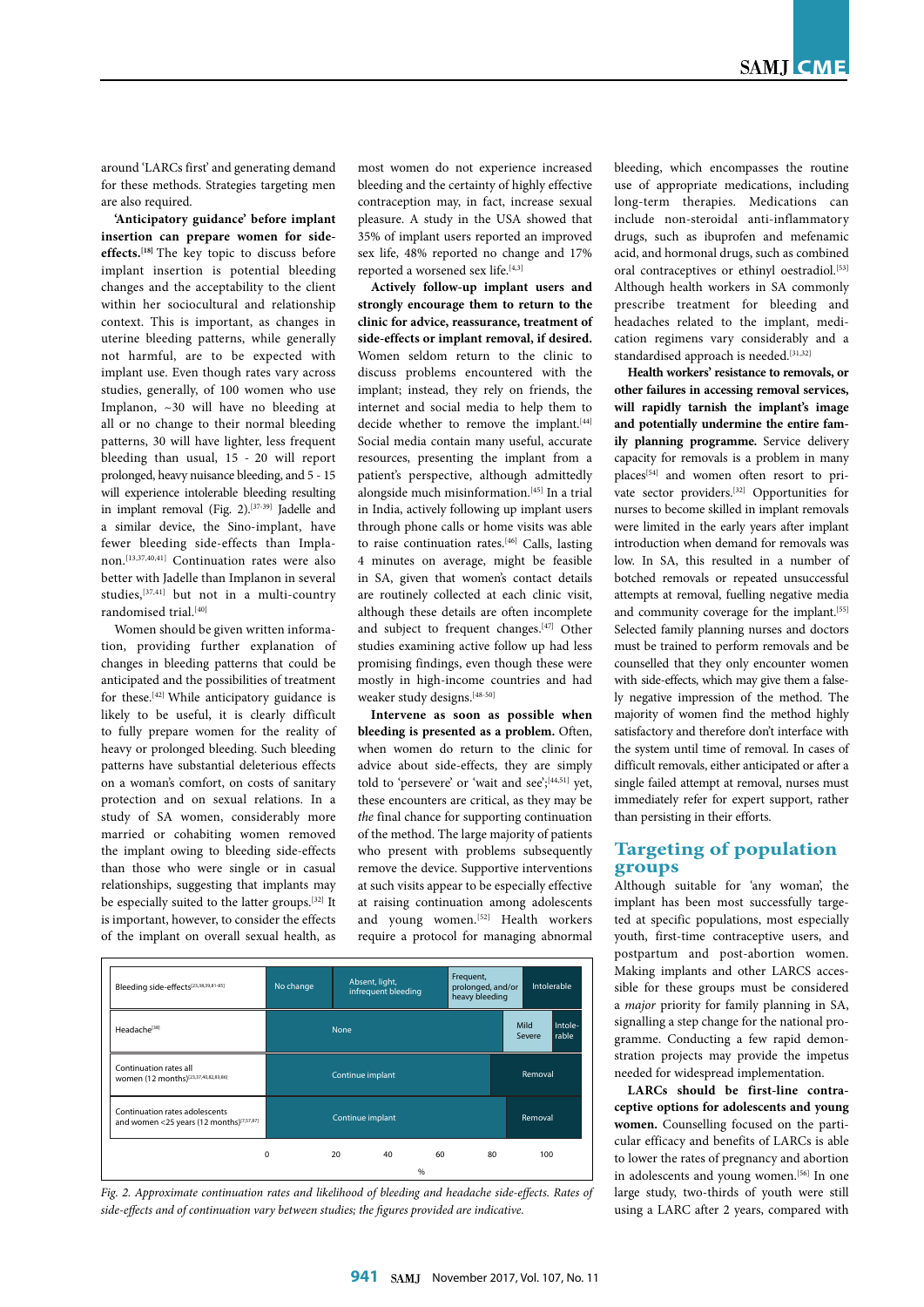around 'LARCs first' and generating demand for these methods. Strategies targeting men are also required.

**'Anticipatory guidance' before implant insertion can prepare women for side-effects.**[18] The key topic to discuss before implant insertion is potential bleeding changes and the acceptability to the client within her sociocultural and relationship context. This is important, as changes in uterine bleeding patterns, while generally not harmful, are to be expected with implant use. Even though rates vary across studies, generally, of 100 women who use Implanon, ~30 will have no bleeding at all or no change to their normal bleeding patterns, 30 will have lighter, less frequent bleeding than usual, 15 - 20 will report prolonged, heavy nuisance bleeding, and 5 - 15 will experience intolerable bleeding resulting in implant removal (Fig. 2).[37-39] Jadelle and a similar device, the Sino-implant, have fewer bleeding side-effects than Implanon.[13,37,40,41] Continuation rates were also better with Jadelle than Implanon in several studies,[37,41] but not in a multi-country randomised trial.[40]

Women should be given written information, providing further explanation of changes in bleeding patterns that could be anticipated and the possibilities of treatment for these.[42] While anticipatory guidance is likely to be useful, it is clearly difficult to fully prepare women for the reality of heavy or prolonged bleeding. Such bleeding patterns have substantial deleterious effects on a woman's comfort, on costs of sanitary protection and on sexual relations. In a study of SA women, considerably more married or cohabiting women removed the implant owing to bleeding side-effects than those who were single or in casual relationships, suggesting that implants may be especially suited to the latter groups.[32] It is important, however, to consider the effects of the implant on overall sexual health, as most women do not experience increased bleeding and the certainty of highly effective contraception may, in fact, increase sexual pleasure. A study in the USA showed that 35% of implant users reported an improved sex life, 48% reported no change and 17% reported a worsened sex life.[43]

**Actively follow-up implant users and strongly encourage them to return to the clinic for advice, reassurance, treatment of side-effects or implant removal, if desired.** Women seldom return to the clinic to discuss problems encountered with the implant; instead, they rely on friends, the internet and social media to help them to decide whether to remove the implant.[44] Social media contain many useful, accurate resources, presenting the implant from a patient's perspective, although admittedly alongside much misinformation.[45] In a trial in India, actively following up implant users through phone calls or home visits was able to raise continuation rates.[46] Calls, lasting 4 minutes on average, might be feasible in SA, given that women's contact details are routinely collected at each clinic visit, although these details are often incomplete and subject to frequent changes.[47] Other studies examining active follow up had less promising findings, even though these were mostly in high-income countries and had weaker study designs.[48-50]

**Intervene as soon as possible when bleeding is presented as a problem.** Often, when women do return to the clinic for advice about side-effects, they are simply told to 'persevere' or 'wait and see';[44,51] yet, these encounters are critical, as they may be *the* final chance for supporting continuation of the method. The large majority of patients who present with problems subsequently remove the device. Supportive interventions at such visits appear to be especially effective at raising continuation among adolescents and young women.[52] Health workers require a protocol for managing abnormal bleeding, which encompasses the routine use of appropriate medications, including long-term therapies. Medications can include non-steroidal anti-inflammatory drugs, such as ibuprofen and mefenamic acid, and hormonal drugs, such as combined oral contraceptives or ethinyl oestradiol.[53] Although health workers in SA commonly prescribe treatment for bleeding and headaches related to the implant, medication regimens vary considerably and a standardised approach is needed.[31,32]

**Health workers' resistance to removals, or other failures in accessing removal services, will rapidly tarnish the implant's image and potentially undermine the entire family planning programme.** Service delivery capacity for removals is a problem in many places[54] and women often resort to private sector providers.[32] Opportunities for nurses to become skilled in implant removals were limited in the early years after implant introduction when demand for removals was low. In SA, this resulted in a number of botched removals or repeated unsuccessful attempts at removal, fuelling negative media and community coverage for the implant.[55] Selected family planning nurses and doctors must be trained to perform removals and be counselled that they only encounter women with side-effects, which may give them a falsely negative impression of the method. The majority of women find the method highly satisfactory and therefore don't interface with the system until time of removal. In cases of difficult removals, either anticipated or after a single failed attempt at removal, nurses must immediately refer for expert support, rather than persisting in their efforts.

| | 0–~30% | ~30–~60% | ~60–~78% | ~78–100% |
|---|---|---|---|---|
| Bleeding side-effects[23,38,39,81-85] | No change | Absent, light, infrequent bleeding | Frequent, prolonged, and/or heavy bleeding | Intolerable |

| | ~0–~91% | ~91–~96% | ~96–100% |
|---|---|---|---|
| Headache[38] | None | Mild Severe | Intolerable |

| | ~0–~86% | ~86–100% |
|---|---|---|
| Continuation rates all women (12 months)[23,37,40,82,83,86] | Continue implant | Removal |
| Continuation rates adolescents and women <25 years (12 months)[57,87] | Continue implant (~0–~92%) | Removal (~92–100%) |

*Fig. 2. Approximate continuation rates and likelihood of bleeding and headache side-effects. Rates of side-effects and of continuation vary between studies; the figures provided are indicative.*

## Targeting of population groups

Although suitable for 'any woman', the implant has been most successfully targeted at specific populations, most especially youth, first-time contraceptive users, and postpartum and post-abortion women. Making implants and other LARCS accessible for these groups must be considered a *major* priority for family planning in SA, signalling a step change for the national programme. Conducting a few rapid demonstration projects may provide the impetus needed for widespread implementation.

**LARCs should be first-line contraceptive options for adolescents and young women.** Counselling focused on the particular efficacy and benefits of LARCs is able to lower the rates of pregnancy and abortion in adolescents and young women.[56] In one large study, two-thirds of youth were still using a LARC after 2 years, compared with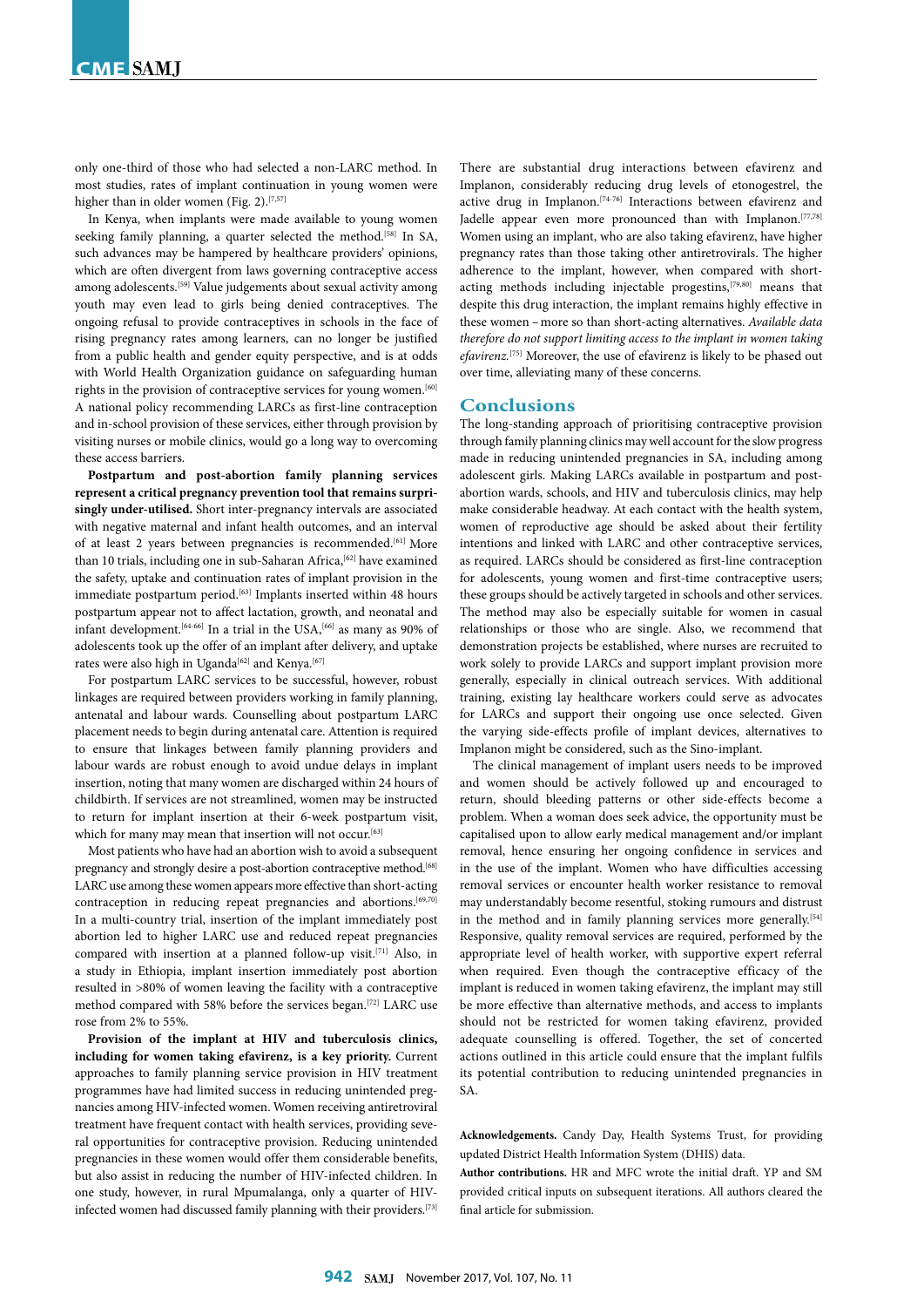only one-third of those who had selected a non-LARC method. In most studies, rates of implant continuation in young women were higher than in older women (Fig. 2).[7,57]

In Kenya, when implants were made available to young women seeking family planning, a quarter selected the method.[58] In SA, such advances may be hampered by healthcare providers' opinions, which are often divergent from laws governing contraceptive access among adolescents.[59] Value judgements about sexual activity among youth may even lead to girls being denied contraceptives. The ongoing refusal to provide contraceptives in schools in the face of rising pregnancy rates among learners, can no longer be justified from a public health and gender equity perspective, and is at odds with World Health Organization guidance on safeguarding human rights in the provision of contraceptive services for young women.[60] A national policy recommending LARCs as first-line contraception and in-school provision of these services, either through provision by visiting nurses or mobile clinics, would go a long way to overcoming these access barriers.

**Postpartum and post-abortion family planning services represent a critical pregnancy prevention tool that remains surprisingly under-utilised.** Short inter-pregnancy intervals are associated with negative maternal and infant health outcomes, and an interval of at least 2 years between pregnancies is recommended.[61] More than 10 trials, including one in sub-Saharan Africa,[62] have examined the safety, uptake and continuation rates of implant provision in the immediate postpartum period.[63] Implants inserted within 48 hours postpartum appear not to affect lactation, growth, and neonatal and infant development.[64-66] In a trial in the USA,[66] as many as 90% of adolescents took up the offer of an implant after delivery, and uptake rates were also high in Uganda[62] and Kenya.[67]

For postpartum LARC services to be successful, however, robust linkages are required between providers working in family planning, antenatal and labour wards. Counselling about postpartum LARC placement needs to begin during antenatal care. Attention is required to ensure that linkages between family planning providers and labour wards are robust enough to avoid undue delays in implant insertion, noting that many women are discharged within 24 hours of childbirth. If services are not streamlined, women may be instructed to return for implant insertion at their 6-week postpartum visit, which for many may mean that insertion will not occur.[63]

Most patients who have had an abortion wish to avoid a subsequent pregnancy and strongly desire a post-abortion contraceptive method.[68] LARC use among these women appears more effective than short-acting contraception in reducing repeat pregnancies and abortions.[69,70] In a multi-country trial, insertion of the implant immediately post abortion led to higher LARC use and reduced repeat pregnancies compared with insertion at a planned follow-up visit.[71] Also, in a study in Ethiopia, implant insertion immediately post abortion resulted in >80% of women leaving the facility with a contraceptive method compared with 58% before the services began.[72] LARC use rose from 2% to 55%.

**Provision of the implant at HIV and tuberculosis clinics, including for women taking efavirenz, is a key priority.** Current approaches to family planning service provision in HIV treatment programmes have had limited success in reducing unintended pregnancies among HIV-infected women. Women receiving antiretroviral treatment have frequent contact with health services, providing several opportunities for contraceptive provision. Reducing unintended pregnancies in these women would offer them considerable benefits, but also assist in reducing the number of HIV-infected children. In one study, however, in rural Mpumalanga, only a quarter of HIV-infected women had discussed family planning with their providers.[73]

There are substantial drug interactions between efavirenz and Implanon, considerably reducing drug levels of etonogestrel, the active drug in Implanon.[74-76] Interactions between efavirenz and Jadelle appear even more pronounced than with Implanon.[77,78] Women using an implant, who are also taking efavirenz, have higher pregnancy rates than those taking other antiretrovirals. The higher adherence to the implant, however, when compared with short-acting methods including injectable progestins,[79,80] means that despite this drug interaction, the implant remains highly effective in these women – more so than short-acting alternatives. *Available data therefore do not support limiting access to the implant in women taking efavirenz.*[75] Moreover, the use of efavirenz is likely to be phased out over time, alleviating many of these concerns.

## Conclusions

The long-standing approach of prioritising contraceptive provision through family planning clinics may well account for the slow progress made in reducing unintended pregnancies in SA, including among adolescent girls. Making LARCs available in postpartum and post-abortion wards, schools, and HIV and tuberculosis clinics, may help make considerable headway. At each contact with the health system, women of reproductive age should be asked about their fertility intentions and linked with LARC and other contraceptive services, as required. LARCs should be considered as first-line contraception for adolescents, young women and first-time contraceptive users; these groups should be actively targeted in schools and other services. The method may also be especially suitable for women in casual relationships or those who are single. Also, we recommend that demonstration projects be established, where nurses are recruited to work solely to provide LARCs and support implant provision more generally, especially in clinical outreach services. With additional training, existing lay healthcare workers could serve as advocates for LARCs and support their ongoing use once selected. Given the varying side-effects profile of implant devices, alternatives to Implanon might be considered, such as the Sino-implant.

The clinical management of implant users needs to be improved and women should be actively followed up and encouraged to return, should bleeding patterns or other side-effects become a problem. When a woman does seek advice, the opportunity must be capitalised upon to allow early medical management and/or implant removal, hence ensuring her ongoing confidence in services and in the use of the implant. Women who have difficulties accessing removal services or encounter health worker resistance to removal may understandably become resentful, stoking rumours and distrust in the method and in family planning services more generally.[54] Responsive, quality removal services are required, performed by the appropriate level of health worker, with supportive expert referral when required. Even though the contraceptive efficacy of the implant is reduced in women taking efavirenz, the implant may still be more effective than alternative methods, and access to implants should not be restricted for women taking efavirenz, provided adequate counselling is offered. Together, the set of concerted actions outlined in this article could ensure that the implant fulfils its potential contribution to reducing unintended pregnancies in SA.

**Acknowledgements.** Candy Day, Health Systems Trust, for providing updated District Health Information System (DHIS) data.

**Author contributions.** HR and MFC wrote the initial draft. YP and SM provided critical inputs on subsequent iterations. All authors cleared the final article for submission.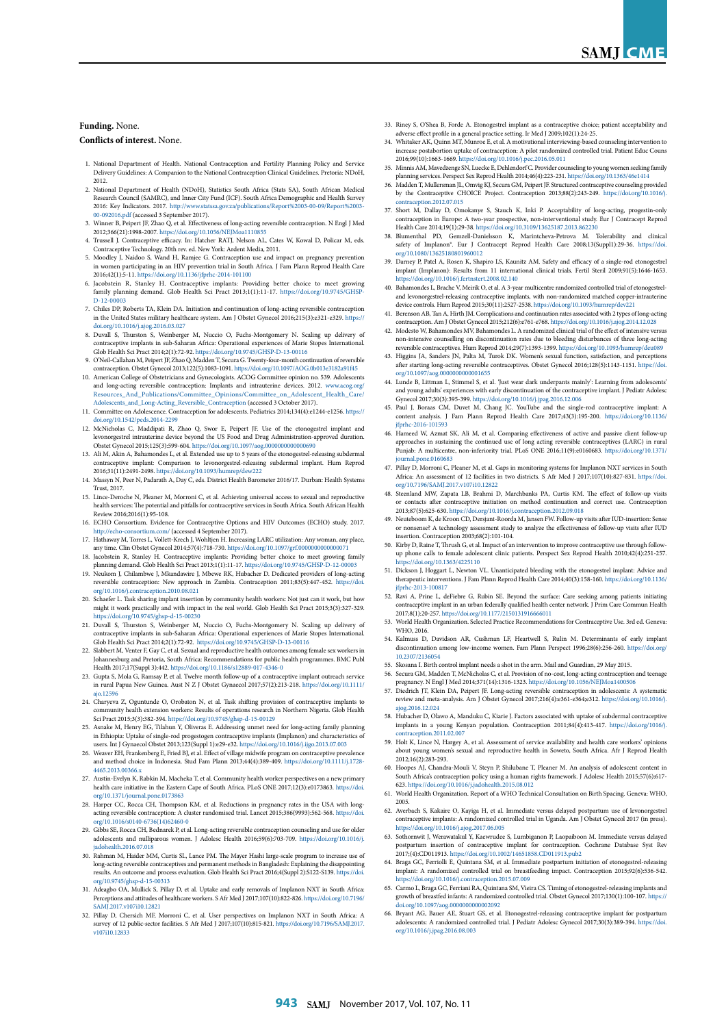**Funding.** None.

**Conflicts of interest.** None.

1. National Department of Health. National Contraception and Fertility Planning Policy and Service Delivery Guidelines: A Companion to the National Contraception Clinical Guidelines. Pretoria: NDoH, 2012.
2. National Department of Health (NDoH), Statistics South Africa (Stats SA), South African Medical Research Council (SAMRC), and Inner City Fund (ICF). South Africa Demographic and Health Survey 2016: Key Indicators. 2017. http://www.statssa.gov.za/publications/Report%2003-00-09/Report%2003-00-092016.pdf (accessed 3 September 2017).
3. Winner B, Peipert JF, Zhao Q, et al. Effectiveness of long-acting reversible contraception. N Engl J Med 2012;366(21):1998-2007. https://doi.org/10.1056/NEJMoa1110855
4. Trussell J. Contraceptive efficacy. In: Hatcher RATJ, Nelson AL, Cates W, Kowal D, Policar M, eds. Contraceptive Technology. 20th rev. ed. New York: Ardent Media, 2011.
5. Moodley J, Naidoo S, Wand H, Ramjee G. Contraception use and impact on pregnancy prevention in women participating in an HIV prevention trial in South Africa. J Fam Plann Reprod Health Care 2016;42(1):5-11. https://doi.org/10.1136/jfprhc-2014-101100
6. Jacobstein R, Stanley H. Contraceptive implants: Providing better choice to meet growing family planning demand. Glob Health Sci Pract 2013;1(1):11-17. https://doi.org/10.9745/GHSP-D-12-00003
7. Chiles DP, Roberts TA, Klein DA. Initiation and continuation of long-acting reversible contraception in the United States military healthcare system. Am J Obstet Gynecol 2016;215(3):e321-e329. https://doi.org/10.1016/j.ajog.2016.03.027
8. Duvall S, Thurston S, Weinberger M, Nuccio O, Fuchs-Montgomery N. Scaling up delivery of contraceptive implants in sub-Saharan Africa: Operational experiences of Marie Stopes International. Glob Health Sci Pract 2014;2(1):72-92. https://doi.org/10.9745/GHSP-D-13-00116
9. O'Neil-Callahan M, Peipert JF, Zhao Q, Madden T, Secura G. Twenty-four-month continuation of reversible contraception. Obstet Gynecol 2013;122(5):1083-1091. https://doi.org/10.1097/AOG.0b013e3182a91f45
10. American College of Obstetricians and Gynecologists. ACOG Committee opinion no. 539. Adolescents and long-acting reversible contraception: Implants and intrauterine devices. 2012. www.acog.org/Resources_And_Publications/Committee_Opinions/Committee_on_Adolescent_Health_Care/Adolescents_and_Long-Acting_Reversible_Contraception (accessed 3 October 2017).
11. Committee on Adolescence. Contraception for adolescents. Pediatrics 2014;134(4):e1244-e1256. https://doi.org/10.1542/peds.2014-2299
12. McNicholas C, Maddipati R, Zhao Q, Swor E, Peipert JF. Use of the etonogestrel implant and levonorgestrel intrauterine device beyond the US Food and Drug Administration-approved duration. Obstet Gynecol 2015;125(3):599-604. https://doi.org/10.1097/aog.0000000000000690
13. Ali M, Akin A, Bahamondes L, et al. Extended use up to 5 years of the etonogestrel-releasing subdermal contraceptive implant: Comparison to levonorgestrel-releasing subdermal implant. Hum Reprod 2016;31(11):2491-2498. https://doi.org/10.1093/humrep/dew222
14. Massyn N, Peer N, Padarath A, Day C, eds. District Health Barometer 2016/17. Durban: Health Systems Trust, 2017.
15. Lince-Deroche N, Pleaner M, Morroni C, et al. Achieving universal access to sexual and reproductive health services: The potential and pitfalls for contraceptive services in South Africa. South African Health Review 2016;2016(1):95-108.
16. ECHO Consortium. Evidence for Contraceptive Options and HIV Outcomes (ECHO) study. 2017. http://echo-consortium.com/ (accessed 4 September 2017).
17. Hathaway M, Torres L, Vollett-Krech J, Wohltjen H. Increasing LARC utilization: Any woman, any place, any time. Clin Obstet Gynecol 2014;57(4):718-730. https://doi.org/10.1097/grf.0000000000000071
18. Jacobstein R, Stanley H. Contraceptive implants: Providing better choice to meet growing family planning demand. Glob Health Sci Pract 2013;1(1):11-17. https://doi.org/10.9745/GHSP-D-12-00003
19. Neukom J, Chilambwe J, Mkandawire J, Mbewe RK, Hubacher D. Dedicated providers of long-acting reversible contraception: New approach in Zambia. Contraception 2011;83(5):447-452. https://doi.org/10.1016/j.contraception.2010.08.021
20. Schaefer L. Task sharing implant insertion by community health workers: Not just can it work, but how might it work practically and with impact in the real world. Glob Health Sci Pract 2015;3(3):327-329. https://doi.org/10.9745/ghsp-d-15-00230
21. Duvall S, Thurston S, Weinberger M, Nuccio O, Fuchs-Montgomery N. Scaling up delivery of contraceptive implants in sub-Saharan Africa: Operational experiences of Marie Stopes International. Glob Health Sci Pract 2014;2(1):72-92. https://doi.org/10.9745/GHSP-D-13-00116
22. Slabbert M, Venter F, Gay C, et al. Sexual and reproductive health outcomes among female sex workers in Johannesburg and Pretoria, South Africa: Recommendations for public health programmes. BMC Publ Health 2017;17(Suppl 3):442. https://doi.org/10.1186/s12889-017-4346-0
23. Gupta S, Mola G, Ramsay P, et al. Twelve month follow-up of a contraceptive implant outreach service in rural Papua New Guinea. Aust N Z J Obstet Gynaecol 2017;57(2):213-218. https://doi.org/10.1111/ajo.12596
24. Charyeva Z, Oguntunde O, Orobaton N, et al. Task shifting provision of contraceptive implants to community health extension workers: Results of operations research in Northern Nigeria. Glob Health Sci Pract 2015;3(3):382-394. https://doi.org/10.9745/ghsp-d-15-00129
25. Asnake M, Henry EG, Tilahun Y, Oliveras E. Addressing unmet need for long-acting family planning in Ethiopia: Uptake of single-rod progestogen contraceptive implants (Implanon) and characteristics of users. Int J Gynaecol Obstet 2013;123(Suppl 1):e29-e32. https://doi.org/10.1016/j.ijgo.2013.07.003
26. Weaver EH, Frankenberg E, Fried BJ, et al. Effect of village midwife program on contraceptive prevalence and method choice in Indonesia. Stud Fam Plann 2013;44(4):389-409. https://doi.org/10.1111/j.1728-4465.2013.00366.x
27. Austin-Evelyn K, Rabkin M, Macheka T, et al. Community health worker perspectives on a new primary health care initiative in the Eastern Cape of South Africa. PLoS ONE 2017;12(3):e0173863. https://doi.org/10.1371/journal.pone.0173863
28. Harper CC, Rocca CH, Thompson KM, et al. Reductions in pregnancy rates in the USA with long-acting reversible contraception: A cluster randomised trial. Lancet 2015;386(9993):562-568. https://doi.org/10.1016/s0140-6736(14)62460-0
29. Gibbs SE, Rocca CH, Bednarek P, et al. Long-acting reversible contraception counseling and use for older adolescents and nulliparous women. J Adolesc Health 2016;59(6):703-709. https://doi.org/10.1016/j.jadohealth.2016.07.018
30. Rahman M, Haider MM, Curtis SL, Lance PM. The Mayer Hashi large-scale program to increase use of long-acting reversible contraceptives and permanent methods in Bangladesh: Explaining the disappointing results. An outcome and process evaluation. Glob Health Sci Pract 2016;4(Suppl 2):S122-S139. https://doi.org/10.9745/ghsp-d-15-00313
31. Adeagbo OA, Mullick S, Pillay D, et al. Uptake and early removals of Implanon NXT in South Africa: Perceptions and attitudes of healthcare workers. S Afr Med J 2017;107(10):822-826. https://doi.org/10.7196/SAMJ.2017.v107i10.12821
32. Pillay D, Chersich MF, Morroni C, et al. User perspectives on Implanon NXT in South Africa: A survey of 12 public-sector facilities. S Afr Med J 2017;107(10):815-821. https://doi.org/10.7196/SAMJ.2017.v107i10.12833
33. Riney S, O'Shea B, Forde A. Etonogestrel implant as a contraceptive choice; patient acceptability and adverse effect profile in a general practice setting. Ir Med J 2009;102(1):24-25.
34. Whitaker AK, Quinn MT, Munroe E, et al. A motivational interviewing-based counseling intervention to increase postabortion uptake of contraception: A pilot randomized controlled trial. Patient Educ Couns 2016;99(10):1663-1669. https://doi.org/10.1016/j.pec.2016.05.011
35. Minnis AM, Mavedzenge SN, Luecke E, Dehlendorf C. Provider counseling to young women seeking family planning services. Perspect Sex Reprod Health 2014;46(4):223-231. https://doi.org/10.1363/46e1414
36. Madden T, Mullersman JL, Omvig KJ, Secura GM, Peipert JF. Structured contraceptive counseling provided by the Contraceptive CHOICE Project. Contraception 2013;88(2):243-249. https://doi.org/10.1016/j.contraception.2012.07.015
37. Short M, Dallay D, Omokanye S, Stauch K, Inki P. Acceptability of long-acting, progestin-only contraception in Europe: A two-year prospective, non-interventional study. Eur J Contracept Reprod Health Care 2014;19(1):29-38. https://doi.org/10.3109/13625187.2013.862230
38. Blumenthal PD, Gemzell-Danielsson K, Marintcheva-Petrova M. Tolerability and clinical safety of Implanon®. Eur J Contracept Reprod Health Care 2008;13(Suppl1):29-36. https://doi.org/10.1080/13625180801960012
39. Darney P, Patel A, Rosen K, Shapiro LS, Kaunitz AM. Safety and efficacy of a single-rod etonogestrel implant (Implanon): Results from 11 international clinical trials. Fertil Steril 2009;91(5):1646-1653. https://doi.org/10.1016/j.fertnstert.2008.02.140
40. Bahamondes L, Brache V, Meirik O, et al. A 3-year multicentre randomized controlled trial of etonogestrel- and levonorgestrel-releasing contraceptive implants, with non-randomized matched copper-intrauterine device controls. Hum Reprod 2015;30(11):2527-2538. https://doi.org/10.1093/humrep/dev221
41. Berenson AB, Tan A, Hirth JM. Complications and continuation rates associated with 2 types of long-acting contraception. Am J Obstet Gynecol 2015;212(6):e761-e768. https://doi.org/10.1016/j.ajog.2014.12.028
42. Modesto W, Bahamondes MV, Bahamondes L. A randomized clinical trial of the effect of intensive versus non-intensive counselling on discontinuation rates due to bleeding disturbances of three long-acting reversible contraceptives. Hum Reprod 2014;29(7):1393-1399. https://doi.org/10.1093/humrep/deu089
43. Higgins JA, Sanders JN, Palta M, Turok DK. Women's sexual function, satisfaction, and perceptions after starting long-acting reversible contraceptives. Obstet Gynecol 2016;128(5):1143-1151. https://doi.org/10.1097/aog.0000000000001655
44. Lunde B, Littman L, Stimmel S, et al. 'Just wear dark underpants mainly': Learning from adolescents' and young adults' experiences with early discontinuation of the contraceptive implant. J Pediatr Adolesc Gynecol 2017;30(3):395-399. https://doi.org/10.1016/j.jpag.2016.12.006
45. Paul J, Boraas CM, Duvet M, Chang JC. YouTube and the single-rod contraceptive implant: A content analysis. J Fam Plann Reprod Health Care 2017;43(3):195-200. https://doi.org/10.1136/jfprhc-2016-101593
46. Hameed W, Azmat SK, Ali M, et al. Comparing effectiveness of active and passive client follow-up approaches in sustaining the continued use of long acting reversible contraceptives (LARC) in rural Punjab: A multicentre, non-inferiority trial. PLoS ONE 2016;11(9):e0160683. https://doi.org/10.1371/journal.pone.0160683
47. Pillay D, Morroni C, Pleaner M, et al. Gaps in monitoring systems for Implanon NXT services in South Africa: An assessment of 12 facilities in two districts. S Afr Med J 2017;107(10):827-831. https://doi.org/10.7196/SAMJ.2017.v107i10.12822
48. Steenland MW, Zapata LB, Brahmi D, Marchbanks PA, Curtis KM. The effect of follow-up visits or contacts after contraceptive initiation on method continuation and correct use. Contraception 2013;87(5):625-630. https://doi.org/10.1016/j.contraception.2012.09.018
49. Neuteboom K, de Kroon CD, Dersjant-Roorda M, Jansen FW. Follow-up visits after IUD-insertion: Sense or nonsense? A technology assessment study to analyze the effectiveness of follow-up visits after IUD insertion. Contraception 2003;68(2):101-104.
50. Kirby D, Raine T, Thrush G, et al. Impact of an intervention to improve contraceptive use through follow-up phone calls to female adolescent clinic patients. Perspect Sex Reprod Health 2010;42(4):251-257. https://doi.org/10.1363/4225110
51. Dickson J, Hoggart L, Newton VL. Unanticipated bleeding with the etonogestrel implant: Advice and therapeutic interventions. J Fam Plann Reprod Health Care 2014;40(3):158-160. https://doi.org/10.1136/jfprhc-2013-100817
52. Ravi A, Prine L, deFiebre G, Rubin SE. Beyond the surface: Care seeking among patients initiating contraceptive implant in an urban federally qualified health center network. J Prim Care Commun Health 2017;8(1):20-257. https://doi.org/10.1177/2150131916666011
53. World Health Organization. Selected Practice Recommendations for Contraceptive Use. 3rd ed. Geneva: WHO, 2016.
54. Kalmuss D, Davidson AR, Cushman LF, Heartwell S, Rulin M. Determinants of early implant discontinuation among low-income women. Fam Plann Perspect 1996;28(6):256-260. https://doi.org/10.2307/2136054
55. Skosana I. Birth control implant needs a shot in the arm. Mail and Guardian, 29 May 2015.
56. Secura GM, Madden T, McNicholas C, et al. Provision of no-cost, long-acting contraception and teenage pregnancy. N Engl J Med 2014;371(14):1316-1323. https://doi.org/10.1056/NEJMoa1400506
57. Diedrich JT, Klein DA, Peipert JF. Long-acting reversible contraception in adolescents: A systematic review and meta-analysis. Am J Obstet Gynecol 2017;216(4):e361-e364;e312. https://doi.org/10.1016/j.ajog.2016.12.024
58. Hubacher D, Olawo A, Manduku C, Kiarie J. Factors associated with uptake of subdermal contraceptive implants in a young Kenyan population. Contraception 2011;84(4):413-417. https://doi.org/10.1016/j.contraception.2011.02.007
59. Holt K, Lince N, Hargey A, et al. Assessment of service availability and health care workers' opinions about young women's sexual and reproductive health in Soweto, South Africa. Afr J Reprod Health 2012;16(2):283-293.
60. Hoopes AJ, Chandra-Mouli V, Steyn P, Shilubane T, Pleaner M. An analysis of adolescent content in South Africa's contraception policy using a human rights framework. J Adolesc Health 2015;57(6):617-623. https://doi.org/10.1016/j.jadohealth.2015.08.012
61. World Health Organization. Report of a WHO Technical Consultation on Birth Spacing. Geneva: WHO, 2005.
62. Averbach S, Kakaire O, Kayiga H, et al. Immediate versus delayed postpartum use of levonorgestrel contraceptive implants: A randomized controlled trial in Uganda. Am J Obstet Gynecol 2017 (in press). https://doi.org/10.1016/j.ajog.2017.06.005
63. Sothornwit J, Werawatakul Y, Kaewrudee S, Lumbiganon P, Laopaiboon M. Immediate versus delayed postpartum insertion of contraceptive implant for contraception. Cochrane Database Syst Rev 2017;(4):CD011913. https://doi.org/10.1002/14651858.CD011913.pub2
64. Braga GC, Ferriolli E, Quintana SM, et al. Immediate postpartum initiation of etonogestrel-releasing implant: A randomized controlled trial on breastfeeding impact. Contraception 2015;92(6):536-542. https://doi.org/10.1016/j.contraception.2015.07.009
65. Carmo L, Braga GC, Ferriani RA, Quintana SM, Vieira CS. Timing of etonogestrel-releasing implants and growth of breastfed infants: A randomized controlled trial. Obstet Gynecol 2017;130(1):100-107. https://doi.org/10.1097/aog.0000000000002092
66. Bryant AG, Bauer AE, Stuart GS, et al. Etonogestrel-releasing contraceptive implant for postpartum adolescents: A randomized controlled trial. J Pediatr Adolesc Gynecol 2017;30(3):389-394. https://doi.org/10.1016/j.jpag.2016.08.003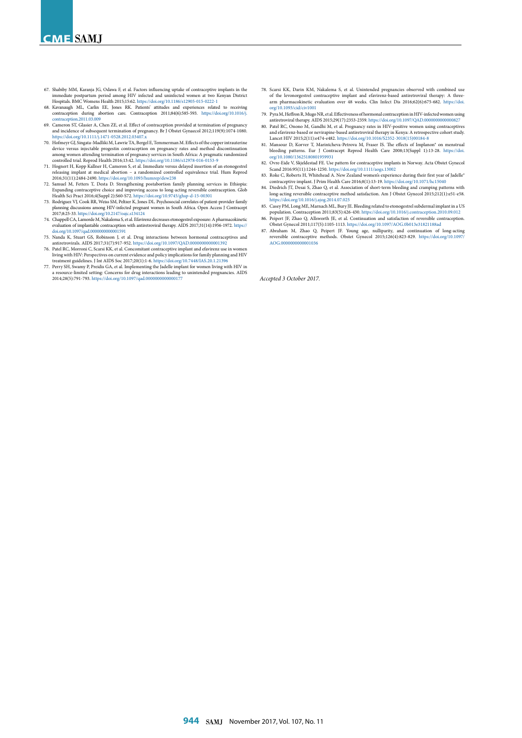67. Shabiby MM, Karanja JG, Odawa F, et al. Factors influencing uptake of contraceptive implants in the immediate postpartum period among HIV infected and uninfected women at two Kenyan District Hospitals. BMC Womens Health 2015;15:62. https://doi.org/10.1186/s12905-015-0222-1
68. Kavanaugh ML, Carlin EE, Jones RK. Patients' attitudes and experiences related to receiving contraception during abortion care. Contraception 2011;84(6):585-593. https://doi.org/10.1016/j.contraception.2011.03.009
69. Cameron ST, Glasier A, Chen ZE, et al. Effect of contraception provided at termination of pregnancy and incidence of subsequent termination of pregnancy. Br J Obstet Gynaecol 2012;119(9):1074-1080. https://doi.org/10.1111/j.1471-0528.2012.03407.x
70. Hofmeyr GJ, Singata-Madliki M, Lawrie TA, Bergel E, Temmerman M. Effects of the copper intrauterine device versus injectable progestin contraception on pregnancy rates and method discontinuation among women attending termination of pregnancy services in South Africa: A pragmatic randomized controlled trial. Reprod Health 2016;13:42. https://doi.org/10.1186/s12978-016-0153-9
71. Hognert H, Kopp Kallner H, Cameron S, et al. Immediate versus delayed insertion of an etonogestrel releasing implant at medical abortion – a randomized controlled equivalence trial. Hum Reprod 2016;31(11):2484-2490. https://doi.org/10.1093/humrep/dew238
72. Samuel M, Fetters T, Desta D. Strengthening postabortion family planning services in Ethiopia: Expanding contraceptive choice and improving access to long-acting reversible contraception. Glob Health Sci Pract 2016;4(Suppl 2):S60-S72. https://doi.org/10.9745/ghsp-d-15-00301
73. Rodriguez VJ, Cook RR, Weiss SM, Peltzer K, Jones DL. Psychosocial correlates of patient-provider family planning discussions among HIV-infected pregnant women in South Africa. Open Access J Contracept 2017;8:25-33. https://doi.org/10.2147/oajc.s134124
74. Chappell CA, Lamorde M, Nakalema S, et al. Efavirenz decreases etonogestrel exposure: A pharmacokinetic evaluation of implantable contraception with antiretroviral therapy. AIDS 2017;31(14):1956-1972. https://doi.org/10.1097/qad.0000000000001591
75. Nanda K, Stuart GS, Robinson J, et al. Drug interactions between hormonal contraceptives and antiretrovirals. AIDS 2017;31(7):917-952. https://doi.org/10.1097/QAD.0000000000001392
76. Patel RC, Morroni C, Scarsi KK, et al. Concomitant contraceptive implant and efavirenz use in women living with HIV: Perspectives on current evidence and policy implications for family planning and HIV treatment guidelines. J Int AIDS Soc 2017;20(1):1-6. https://doi.org/10.7448/IAS.20.1.21396
77. Perry SH, Swamy P, Preidis GA, et al. Implementing the Jadelle implant for women living with HIV in a resource-limited setting: Concerns for drug interactions leading to unintended pregnancies. AIDS 2014;28(5):791-793. https://doi.org/10.1097/qad.0000000000000177
78. Scarsi KK, Darin KM, Nakalema S, et al. Unintended pregnancies observed with combined use of the levonorgestrel contraceptive implant and efavirenz-based antiretroviral therapy: A three-arm pharmacokinetic evaluation over 48 weeks. Clin Infect Dis 2016;62(6):675-682. https://doi.org/10.1093/cid/civ1001
79. Pyra M, Heffron R, Mugo NR, et al. Effectiveness of hormonal contraception in HIV-infected women using antiretroviral therapy. AIDS 2015;29(17):2353-2359. https://doi.org/10.1097/QAD.0000000000000827
80. Patel RC, Onono M, Gandhi M, et al. Pregnancy rates in HIV-positive women using contraceptives and efavirenz-based or nevirapine-based antiretroviral therapy in Kenya: A retrospective cohort study. Lancet HIV 2015;2(11):e474-e482. https://doi.org/10.1016/S2352-3018(15)00184-8
81. Mansour D, Korver T, Marintcheva-Petrova M, Fraser IS. The effects of Implanon® on menstrual bleeding patterns. Eur J Contracept Reprod Health Care 2008;13(Suppl 1):13-28. https://doi.org/10.1080/13625180801959931
82. Ovre-Eide V, Skjeldestad FE. Use pattern for contraceptive implants in Norway. Acta Obstet Gynecol Scand 2016:95(11):1244-1250. https://doi.org/10.1111/aogs.13002
83. Roke C, Roberts H, Whitehead A. New Zealand women's experience during their first year of Jadelle® contraceptive implant. J Prim Health Care 2016;8(1):13-19. https://doi.org/10.1071/hc15040
84. Diedrich JT, Desai S, Zhao Q, et al. Association of short-term bleeding and cramping patterns with long-acting reversible contraceptive method satisfaction. Am J Obstet Gynecol 2015;212(1):e51-e58. https://doi.org/10.1016/j.ajog.2014.07.025
85. Casey PM, Long ME, Marnach ML, Bury JE. Bleeding related to etonogestrel subdermal implant in a US population. Contraception 2011;83(5):426-430. https://doi.org/10.1016/j.contraception.2010.09.012
86. Peipert JF, Zhao Q, Allsworth JE, et al. Continuation and satisfaction of reversible contraception. Obstet Gynecol 2011;117(5):1105-1113. https://doi.org/10.1097/AOG.0b013e31821188ad
87. Abraham M, Zhao Q, Peipert JF. Young age, nulliparity, and continuation of long-acting reversible contraceptive methods. Obstet Gynecol 2015;126(4):823-829. https://doi.org/10.1097/AOG.0000000000001036

*Accepted 3 October 2017.*